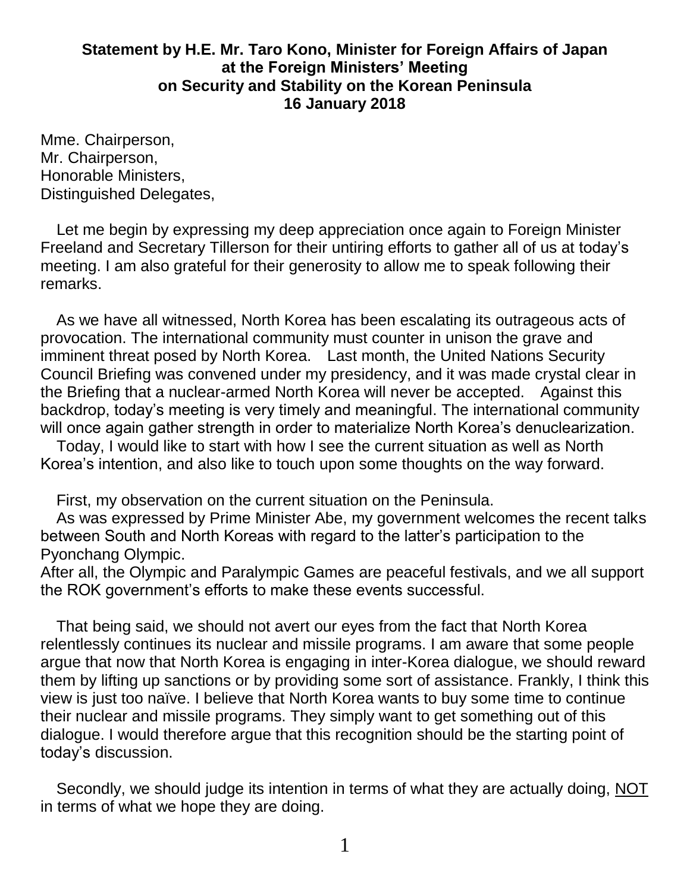**Statement by H.E. Mr. Taro Kono, Minister for Foreign Affairs of Japan at the Foreign Ministers' Meeting on Security and Stability on the Korean Peninsula 16 January 2018**

Mme. Chairperson,
Mr. Chairperson,
Honorable Ministers,
Distinguished Delegates,

Let me begin by expressing my deep appreciation once again to Foreign Minister Freeland and Secretary Tillerson for their untiring efforts to gather all of us at today's meeting. I am also grateful for their generosity to allow me to speak following their remarks.

As we have all witnessed, North Korea has been escalating its outrageous acts of provocation. The international community must counter in unison the grave and imminent threat posed by North Korea. Last month, the United Nations Security Council Briefing was convened under my presidency, and it was made crystal clear in the Briefing that a nuclear-armed North Korea will never be accepted. Against this backdrop, today's meeting is very timely and meaningful. The international community will once again gather strength in order to materialize North Korea's denuclearization.

Today, I would like to start with how I see the current situation as well as North Korea's intention, and also like to touch upon some thoughts on the way forward.

First, my observation on the current situation on the Peninsula.

As was expressed by Prime Minister Abe, my government welcomes the recent talks between South and North Koreas with regard to the latter's participation to the Pyonchang Olympic.
After all, the Olympic and Paralympic Games are peaceful festivals, and we all support the ROK government's efforts to make these events successful.

That being said, we should not avert our eyes from the fact that North Korea relentlessly continues its nuclear and missile programs. I am aware that some people argue that now that North Korea is engaging in inter-Korea dialogue, we should reward them by lifting up sanctions or by providing some sort of assistance. Frankly, I think this view is just too naïve. I believe that North Korea wants to buy some time to continue their nuclear and missile programs. They simply want to get something out of this dialogue. I would therefore argue that this recognition should be the starting point of today's discussion.

Secondly, we should judge its intention in terms of what they are actually doing, <u>NOT</u> in terms of what we hope they are doing.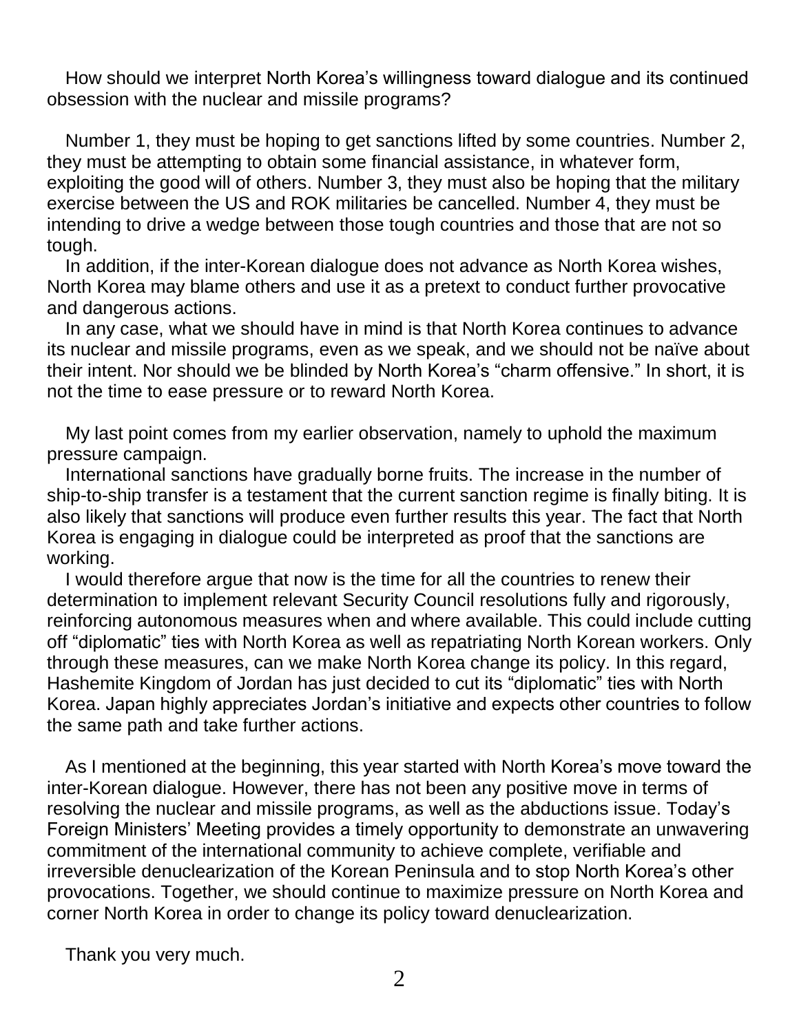How should we interpret North Korea's willingness toward dialogue and its continued obsession with the nuclear and missile programs?

Number 1, they must be hoping to get sanctions lifted by some countries. Number 2, they must be attempting to obtain some financial assistance, in whatever form, exploiting the good will of others. Number 3, they must also be hoping that the military exercise between the US and ROK militaries be cancelled. Number 4, they must be intending to drive a wedge between those tough countries and those that are not so tough.

In addition, if the inter-Korean dialogue does not advance as North Korea wishes, North Korea may blame others and use it as a pretext to conduct further provocative and dangerous actions.

In any case, what we should have in mind is that North Korea continues to advance its nuclear and missile programs, even as we speak, and we should not be naïve about their intent. Nor should we be blinded by North Korea's "charm offensive." In short, it is not the time to ease pressure or to reward North Korea.

My last point comes from my earlier observation, namely to uphold the maximum pressure campaign.

International sanctions have gradually borne fruits. The increase in the number of ship-to-ship transfer is a testament that the current sanction regime is finally biting. It is also likely that sanctions will produce even further results this year. The fact that North Korea is engaging in dialogue could be interpreted as proof that the sanctions are working.

I would therefore argue that now is the time for all the countries to renew their determination to implement relevant Security Council resolutions fully and rigorously, reinforcing autonomous measures when and where available. This could include cutting off "diplomatic" ties with North Korea as well as repatriating North Korean workers. Only through these measures, can we make North Korea change its policy. In this regard, Hashemite Kingdom of Jordan has just decided to cut its "diplomatic" ties with North Korea. Japan highly appreciates Jordan's initiative and expects other countries to follow the same path and take further actions.

As I mentioned at the beginning, this year started with North Korea's move toward the inter-Korean dialogue. However, there has not been any positive move in terms of resolving the nuclear and missile programs, as well as the abductions issue. Today's Foreign Ministers' Meeting provides a timely opportunity to demonstrate an unwavering commitment of the international community to achieve complete, verifiable and irreversible denuclearization of the Korean Peninsula and to stop North Korea's other provocations. Together, we should continue to maximize pressure on North Korea and corner North Korea in order to change its policy toward denuclearization.

Thank you very much.